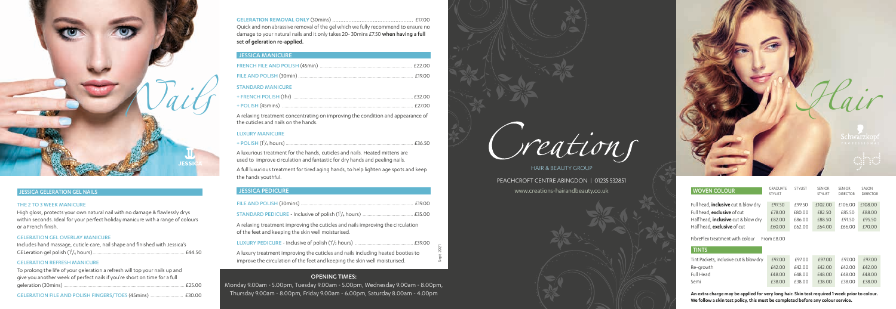# Nails

## JESSICA GELERATION GEL NAILS

### THE 2 TO 3 WEEK MANICURE

High gloss, protects your own natural nail with no damage & flawlessly drys within seconds. Ideal for your perfect holiday manicure with a range of colours or a French finish.

### GELERATION GEL OVERLAY MANICURE

Includes hand massage, cuticle care, nail shape and finished with Jessica's GELeration gel polish (1¼ hours) .......... £44.50

### GELERATION REFRESH MANICURE

To prolong the life of your geleration a refresh will top your nails up and give you another week of perfect nails if you're short on time for a full geleration (30mins) .......... £25.00

GELERATION FILE AND POLISH FINGERS/TOES (45mins) .......... £30.00

GELERATION REMOVAL ONLY (30mins) .......... £17.00
Quick and non abrassive removal of the gel which we fully recommend to ensure no damage to your natural nails and it only takes 20- 30mins £7.50 **when having a full set of geleration re-applied.**

## JESSICA MANICURE

FRENCH FILE AND POLISH (45min) .......... £22.00

FILE AND POLISH (30min) .......... £19.00

### STANDARD MANICURE

+ FRENCH POLISH (1hr) .......... £32.00
+ POLISH (45mins) .......... £27.00

A relaxing treatment concentrating on improving the condition and appearance of the cuticles and nails on the hands.

### LUXURY MANICURE

+ POLISH (1½ hours) .......... £36.50

A luxurious treatment for the hands, cuticles and nails. Heated mittens are used to improve circulation and fantastic for dry hands and peeling nails.

A full luxurious treatment for tired aging hands, to help lighten age spots and keep the hands youthful.

## JESSICA PEDICURE

FILE AND POLISH (30mins) .......... £19.00

STANDARD PEDICURE - Inclusive of polish (1¼ hours) .......... £35.00

A relaxing treatment improving the cuticles and nails improving the circulation of the feet and keeping the skin well moisturised.

LUXURY PEDICURE - Inclusive of polish (1½ hours) .......... £39.00

A luxury treatment improving the cuticles and nails including heated booties to improve the circulation of the feet and keeping the skin well moisturised.

Sept 2021

**OPENING TIMES:**

Monday 9.00am - 5.00pm, Tuesday 9.00am - 5.00pm, Wednesday 9.00am - 8.00pm, Thursday 9.00am - 8.00pm, Friday 9.00am - 6.00pm, Saturday 8.00am - 4.00pm

# Creations

HAIR & BEAUTY GROUP

PEACHCROFT CENTRE ABINGDON | 01235 532851

www.creations-hairandbeauty.co.uk

# Hair

Schwarzkopf PROFESSIONAL

ghd

| WOVEN COLOUR | GRADUATE STYLIST | STYLIST | SENIOR STYLIST | SENIOR DIRECTOR | SALON DIRECTOR |
|---|---|---|---|---|---|
| Full head, **inclusive** cut & blow dry | £97.50 | £99.50 | £102.00 | £106.00 | £108.00 |
| Full head, **exclusive** of cut | £78.00 | £80.00 | £82.50 | £85.50 | £88.00 |
| Half head, **inclusive** cut & blow dry | £82.00 | £86.00 | £88.50 | £91.50 | £95.50 |
| Half head, **exclusive** of cut | £60.00 | £62.00 | £64.00 | £66.00 | £70.00 |

FibrePlex treatment with colour From £8.00

| TINTS | | | | | |
|---|---|---|---|---|---|
| Tint Packets, inclusive cut & blow dry | £97.00 | £97.00 | £97.00 | £97.00 | £97.00 |
| Re-growth | £42.00 | £42.00 | £42.00 | £42.00 | £42.00 |
| Full Head | £48.00 | £48.00 | £48.00 | £48.00 | £48.00 |
| Semi | £38.00 | £38.00 | £38.00 | £38.00 | £38.00 |

**An extra charge may be applied for very long hair. Skin test required 1 week prior to colour. We follow a skin test policy, this must be completed before any colour service.**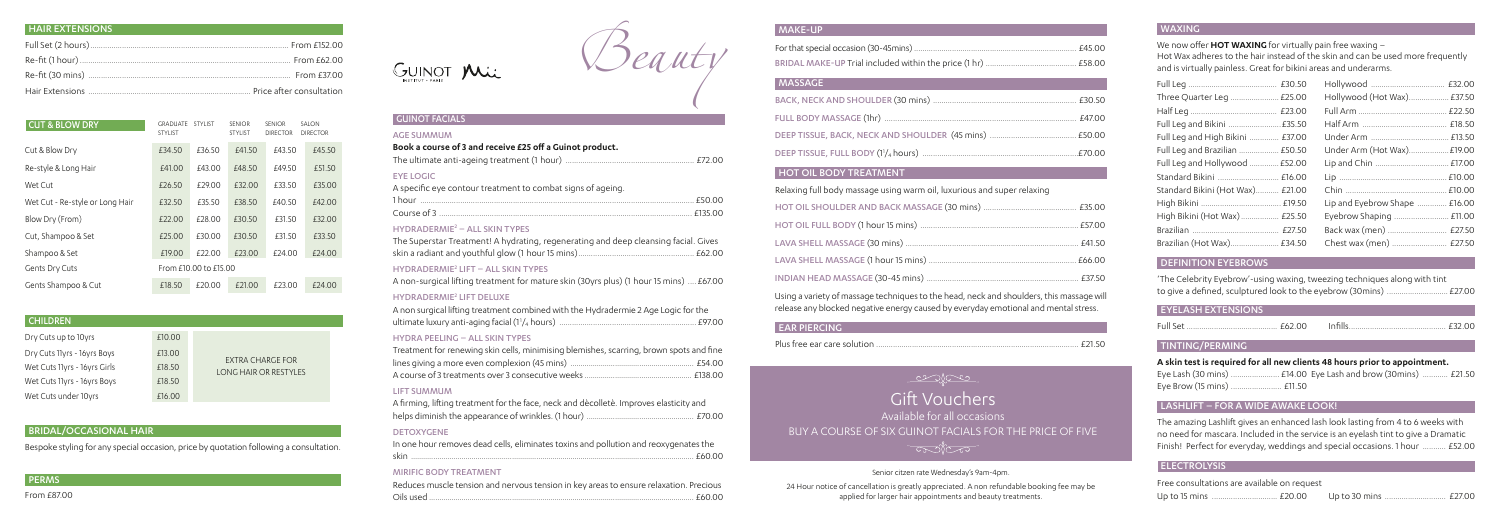## HAIR EXTENSIONS

| | |
|---|---|
| Full Set (2 hours) | From £152.00 |
| Re-fit (1 hour) | From £62.00 |
| Re-fit (30 mins) | From £37.00 |
| Hair Extensions | Price after consultation |

## CUT & BLOW DRY

| CUT & BLOW DRY | GRADUATE STYLIST | STYLIST | SENIOR STYLIST | SENIOR DIRECTOR | SALON DIRECTOR |
|---|---|---|---|---|---|
| Cut & Blow Dry | £34.50 | £36.50 | £41.50 | £43.50 | £45.50 |
| Re-style & Long Hair | £41.00 | £43.00 | £48.50 | £49.50 | £51.50 |
| Wet Cut | £26.50 | £29.00 | £32.00 | £33.50 | £35.00 |
| Wet Cut - Re-style or Long Hair | £32.50 | £35.50 | £38.50 | £40.50 | £42.00 |
| Blow Dry (From) | £22.00 | £28.00 | £30.50 | £31.50 | £32.00 |
| Cut, Shampoo & Set | £25.00 | £30.00 | £30.50 | £31.50 | £33.50 |
| Shampoo & Set | £19.00 | £22.00 | £23.00 | £24.00 | £24.00 |
| Gents Dry Cuts | From £10.00 to £15.00 | | | | |
| Gents Shampoo & Cut | £18.50 | £20.00 | £21.00 | £23.00 | £24.00 |

## CHILDREN

| | | |
|---|---|---|
| Dry Cuts up to 10yrs | £10.00 | EXTRA CHARGE FOR LONG HAIR OR RESTYLES |
| Dry Cuts 11yrs - 16yrs Boys | £13.00 | |
| Wet Cuts 11yrs - 16yrs Girls | £18.50 | |
| Wet Cuts 11yrs - 16yrs Boys | £18.50 | |
| Wet Cuts under 10yrs | £16.00 | |

## BRIDAL/OCCASIONAL HAIR

Bespoke styling for any special occasion, price by quotation following a consultation.

## PERMS

From £87.00

# GUINOT Mii Beauty

## GUINOT FACIALS

### AGE SUMMUM

**Book a course of 3 and receive £25 off a Guinot product.**

The ultimate anti-ageing treatment (1 hour) ..... £72.00

### EYE LOGIC

A specific eye contour treatment to combat signs of ageing.

1 hour ..... £50.00

Course of 3 ..... £135.00

### HYDRADERMIE² – ALL SKIN TYPES

The Superstar Treatment! A hydrating, regenerating and deep cleansing facial. Gives skin a radiant and youthful glow (1 hour 15 mins) ..... £62.00

### HYDRADERMIE² LIFT – ALL SKIN TYPES

A non-surgical lifting treatment for mature skin (30yrs plus) (1 hour 15 mins) ..... £67.00

### HYDRADERMIE² LIFT DELUXE

A non surgical lifting treatment combined with the Hydradermie 2 Age Logic for the ultimate luxury anti-ageing facial (1¾ hours) ..... £97.00

### HYDRA PEELING – ALL SKIN TYPES

Treatment for renewing skin cells, minimising blemishes, scarring, brown spots and fine lines giving a more even complexion (45 mins) ..... £54.00

A course of 3 treatments over 3 consecutive weeks ..... £138.00

### LIFT SUMMUM

A firming, lifting treatment for the face, neck and décolleté. Improves elasticity and helps diminish the appearance of wrinkles. (1 hour) ..... £70.00

### DETOXYGENE

In one hour removes dead cells, eliminates toxins and pollution and reoxygenates the skin ..... £60.00

### MIRIFIC BODY TREATMENT

Reduces muscle tension and nervous tension in key areas to ensure relaxation. Precious Oils used ..... £60.00

## MAKE-UP

| | |
|---|---|
| For that special occasion (30-45mins) | £45.00 |
| BRIDAL MAKE-UP Trial included within the price (1 hr) | £58.00 |

## MASSAGE

| | |
|---|---|
| BACK, NECK AND SHOULDER (30 mins) | £30.50 |
| FULL BODY MASSAGE (1hr) | £47.00 |
| DEEP TISSUE, BACK, NECK AND SHOULDER (45 mins) | £50.00 |
| DEEP TISSUE, FULL BODY (1¼ hours) | £70.00 |

## HOT OIL BODY TREATMENT

Relaxing full body massage using warm oil, luxurious and super relaxing

| | |
|---|---|
| HOT OIL SHOULDER AND BACK MASSAGE (30 mins) | £35.00 |
| HOT OIL FULL BODY (1 hour 15 mins) | £57.00 |
| LAVA SHELL MASSAGE (30 mins) | £41.50 |
| LAVA SHELL MASSAGE (1 hour 15 mins) | £66.00 |
| INDIAN HEAD MASSAGE (30-45 mins) | £37.50 |

Using a variety of massage techniques to the head, neck and shoulders, this massage will release any blocked negative energy caused by everyday emotional and mental stress.

## EAR PIERCING

Plus free ear care solution ..... £21.50

## Gift Vouchers

Available for all occasions

BUY A COURSE OF SIX GUINOT FACIALS FOR THE PRICE OF FIVE

Senior citzen rate Wednesday's 9am-4pm.

24 Hour notice of cancellation is greatly appreciated. A non refundable booking fee may be applied for larger hair appointments and beauty treatments.

## WAXING

We now offer **HOT WAXING** for virtually pain free waxing – Hot Wax adheres to the hair instead of the skin and can be used more frequently and is virtually painless. Great for bikini areas and underarms.

| | | | |
|---|---|---|---|
| Full Leg | £30.50 | Hollywood | £32.00 |
| Three Quarter Leg | £25.00 | Hollywood (Hot Wax) | £37.50 |
| Half Leg | £23.00 | Full Arm | £22.50 |
| Full Leg and Bikini | £35.50 | Half Arm | £18.50 |
| Full Leg and High Bikini | £37.00 | Under Arm | £13.50 |
| Full Leg and Brazilian | £50.50 | Under Arm (Hot Wax) | £19.00 |
| Full Leg and Hollywood | £52.00 | Lip and Chin | £17.00 |
| Standard Bikini | £16.00 | Lip | £10.00 |
| Standard Bikini (Hot Wax) | £21.00 | Chin | £10.00 |
| High Bikini | £19.50 | Lip and Eyebrow Shape | £16.00 |
| High Bikini (Hot Wax) | £25.50 | Eyebrow Shaping | £11.00 |
| Brazilian | £27.50 | Back wax (men) | £27.50 |
| Brazilian (Hot Wax) | £34.50 | Chest wax (men) | £27.50 |

## DEFINITION EYEBROWS

'The Celebrity Eyebrow'-using waxing, tweezing techniques along with tint to give a defined, sculptured look to the eyebrow (30mins) ..... £27.00

## EYELASH EXTENSIONS

| | | | |
|---|---|---|---|
| Full Set | £62.00 | Infills | £32.00 |

## TINTING/PERMING

**A skin test is required for all new clients 48 hours prior to appointment.**

| | | | |
|---|---|---|---|
| Eye Lash (30 mins) | £14.00 | Eye Lash and brow (30mins) | £21.50 |
| Eye Brow (15 mins) | £11.50 | | |

## LASHLIFT – FOR A WIDE AWAKE LOOK!

The amazing Lashlift gives an enhanced lash look lasting from 4 to 6 weeks with no need for mascara. Included in the service is an eyelash tint to give a Dramatic Finish! Perfect for everyday, weddings and special occasions. 1 hour ..... £52.00

## ELECTROLYSIS

Free consultations are available on request

| | | | |
|---|---|---|---|
| Up to 15 mins | £20.00 | Up to 30 mins | £27.00 |